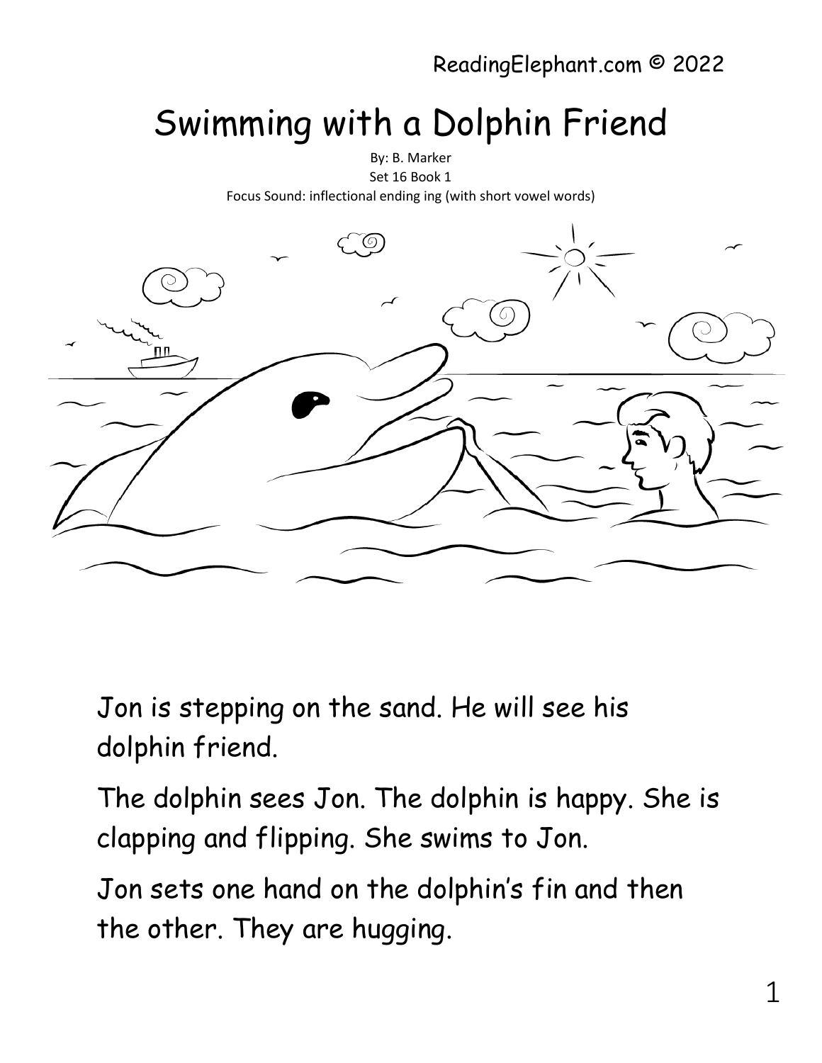ReadingElephant.com © 2022

# Swimming with a Dolphin Friend

By: B. Marker

Set 16 Book 1

Focus Sound: inflectional ending ing (with short vowel words)

Jon is stepping on the sand. He will see his dolphin friend.

The dolphin sees Jon. The dolphin is happy. She is clapping and flipping. She swims to Jon.

Jon sets one hand on the dolphin's fin and then the other. They are hugging.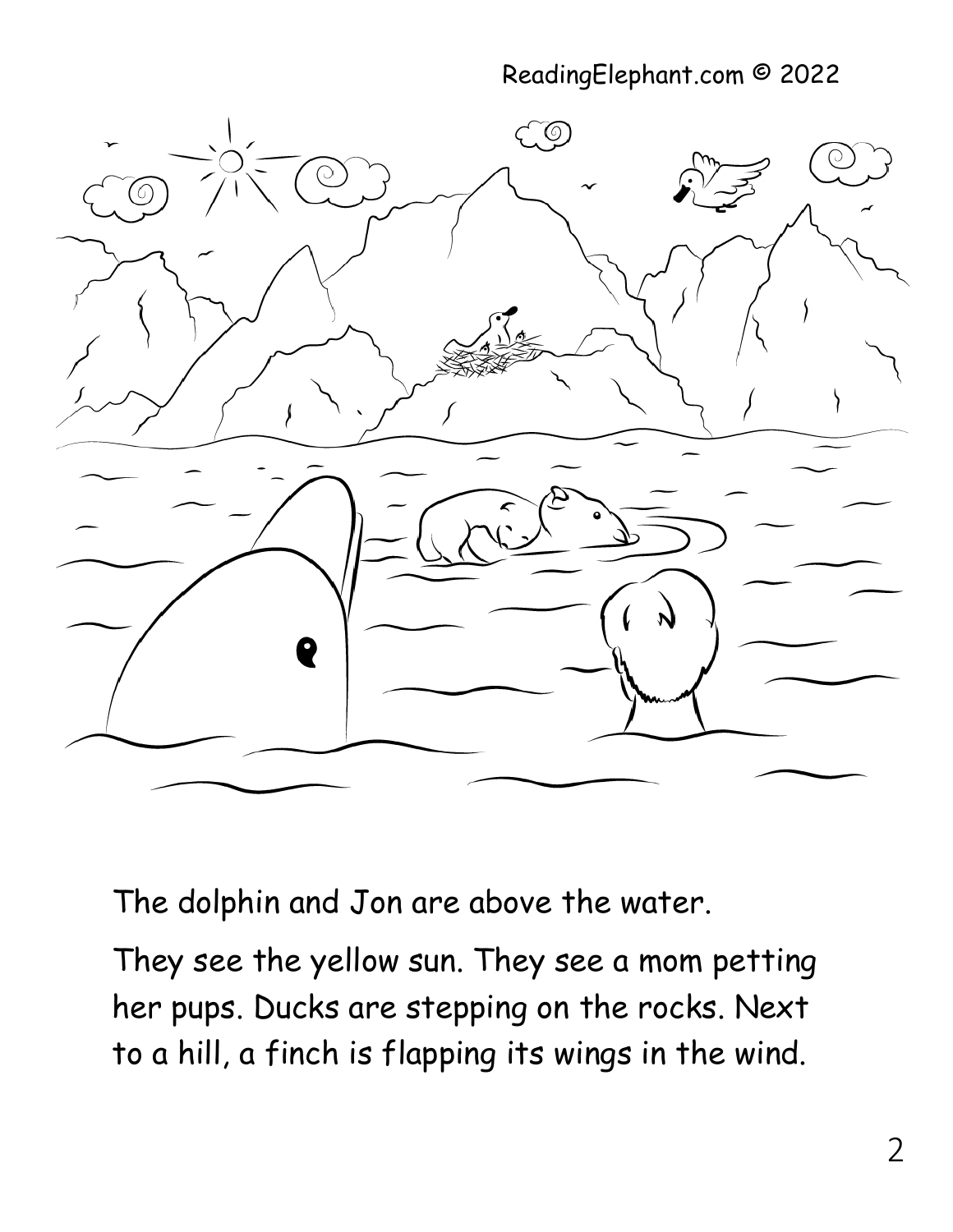The dolphin and Jon are above the water.

They see the yellow sun. They see a mom petting her pups. Ducks are stepping on the rocks. Next to a hill, a finch is flapping its wings in the wind.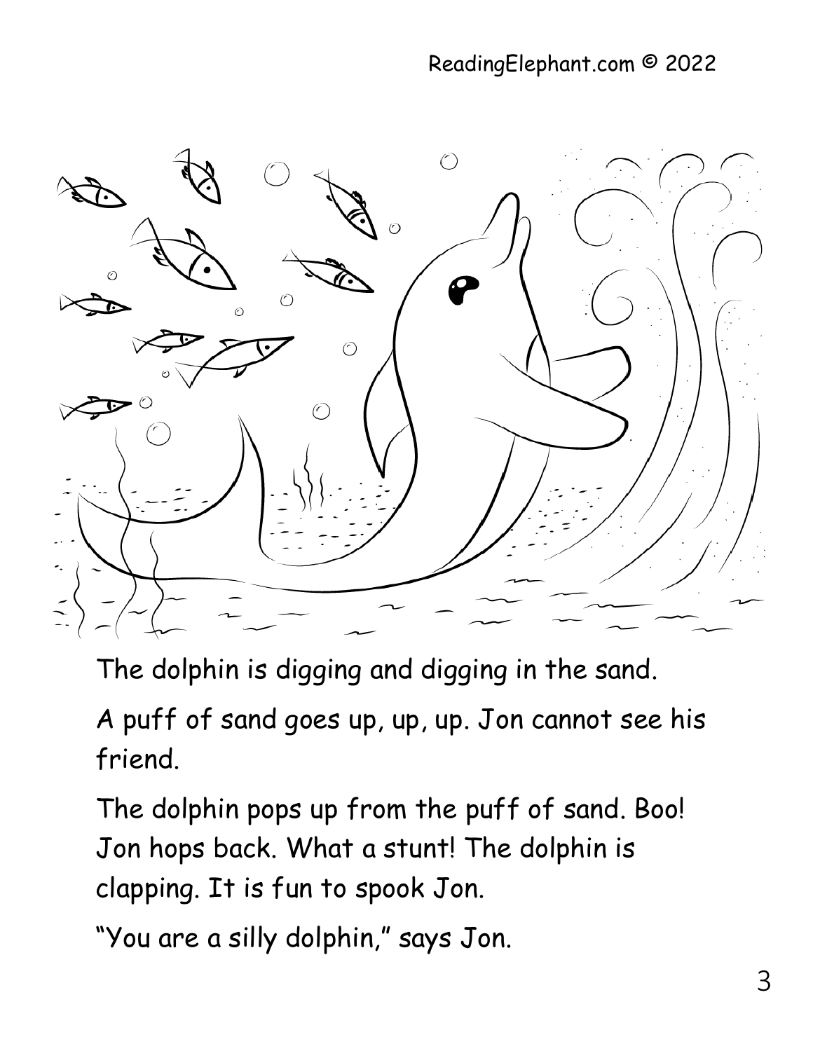The dolphin is digging and digging in the sand.

A puff of sand goes up, up, up. Jon cannot see his friend.

The dolphin pops up from the puff of sand. Boo! Jon hops back. What a stunt! The dolphin is clapping. It is fun to spook Jon.

"You are a silly dolphin," says Jon.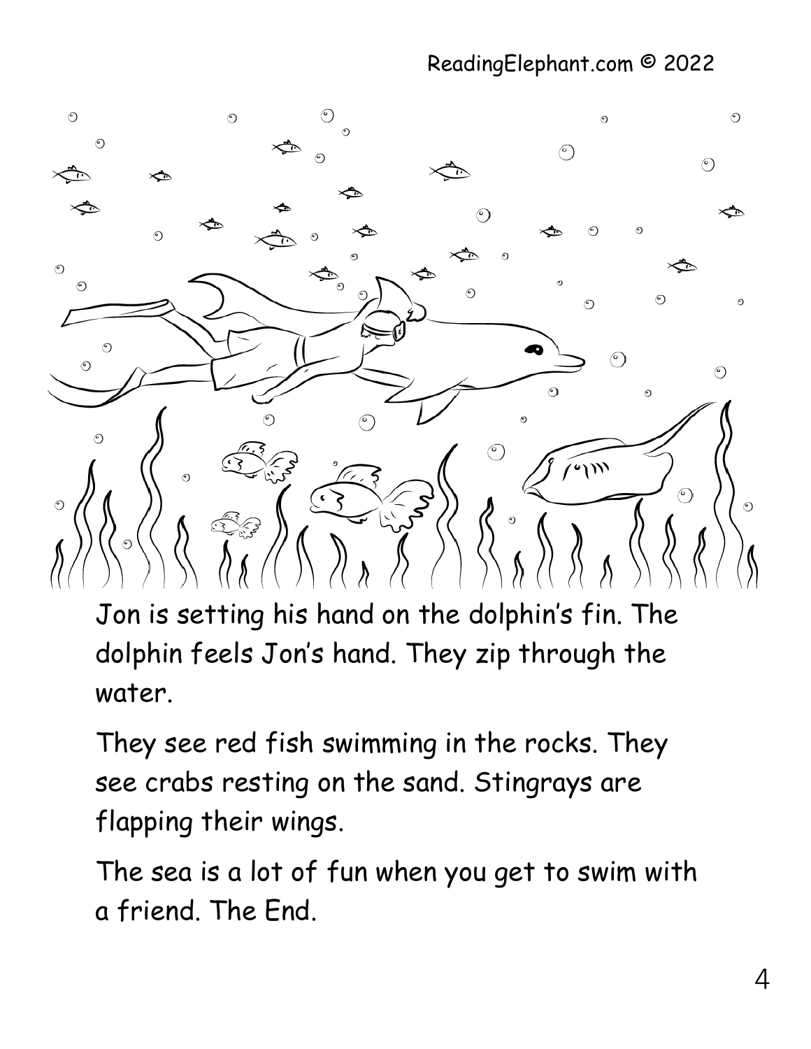Jon is setting his hand on the dolphin's fin. The dolphin feels Jon's hand. They zip through the water.

They see red fish swimming in the rocks. They see crabs resting on the sand. Stingrays are flapping their wings.

The sea is a lot of fun when you get to swim with a friend. The End.